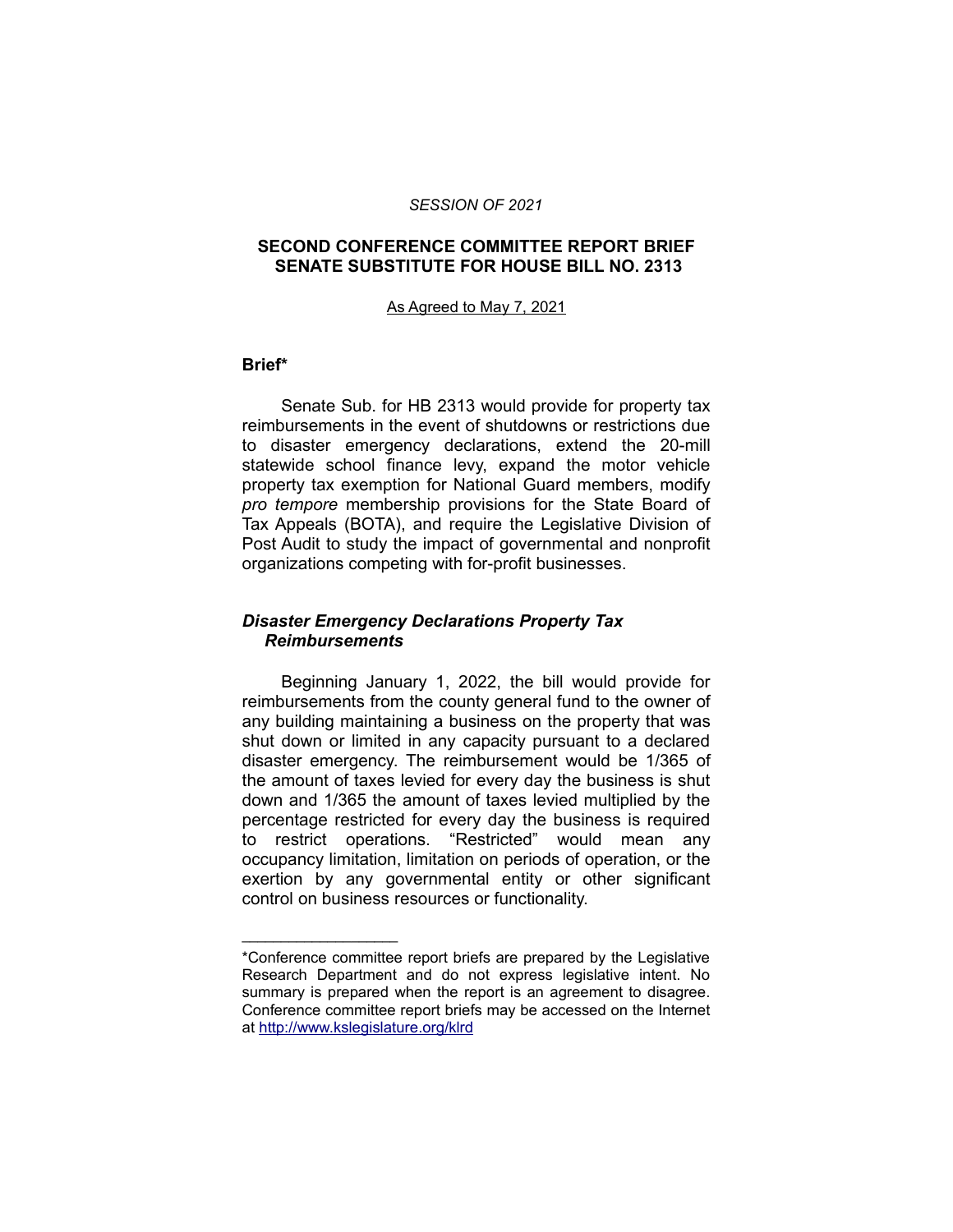*SESSION OF 2021*

**SECOND CONFERENCE COMMITTEE REPORT BRIEF**
**SENATE SUBSTITUTE FOR HOUSE BILL NO. 2313**

As Agreed to May 7, 2021

## Brief*

Senate Sub. for HB 2313 would provide for property tax reimbursements in the event of shutdowns or restrictions due to disaster emergency declarations, extend the 20-mill statewide school finance levy, expand the motor vehicle property tax exemption for National Guard members, modify *pro tempore* membership provisions for the State Board of Tax Appeals (BOTA), and require the Legislative Division of Post Audit to study the impact of governmental and nonprofit organizations competing with for-profit businesses.

### *Disaster Emergency Declarations Property Tax Reimbursements*

Beginning January 1, 2022, the bill would provide for reimbursements from the county general fund to the owner of any building maintaining a business on the property that was shut down or limited in any capacity pursuant to a declared disaster emergency. The reimbursement would be 1/365 of the amount of taxes levied for every day the business is shut down and 1/365 the amount of taxes levied multiplied by the percentage restricted for every day the business is required to restrict operations. "Restricted" would mean any occupancy limitation, limitation on periods of operation, or the exertion by any governmental entity or other significant control on business resources or functionality.

---

*Conference committee report briefs are prepared by the Legislative Research Department and do not express legislative intent. No summary is prepared when the report is an agreement to disagree. Conference committee report briefs may be accessed on the Internet at http://www.kslegislature.org/klrd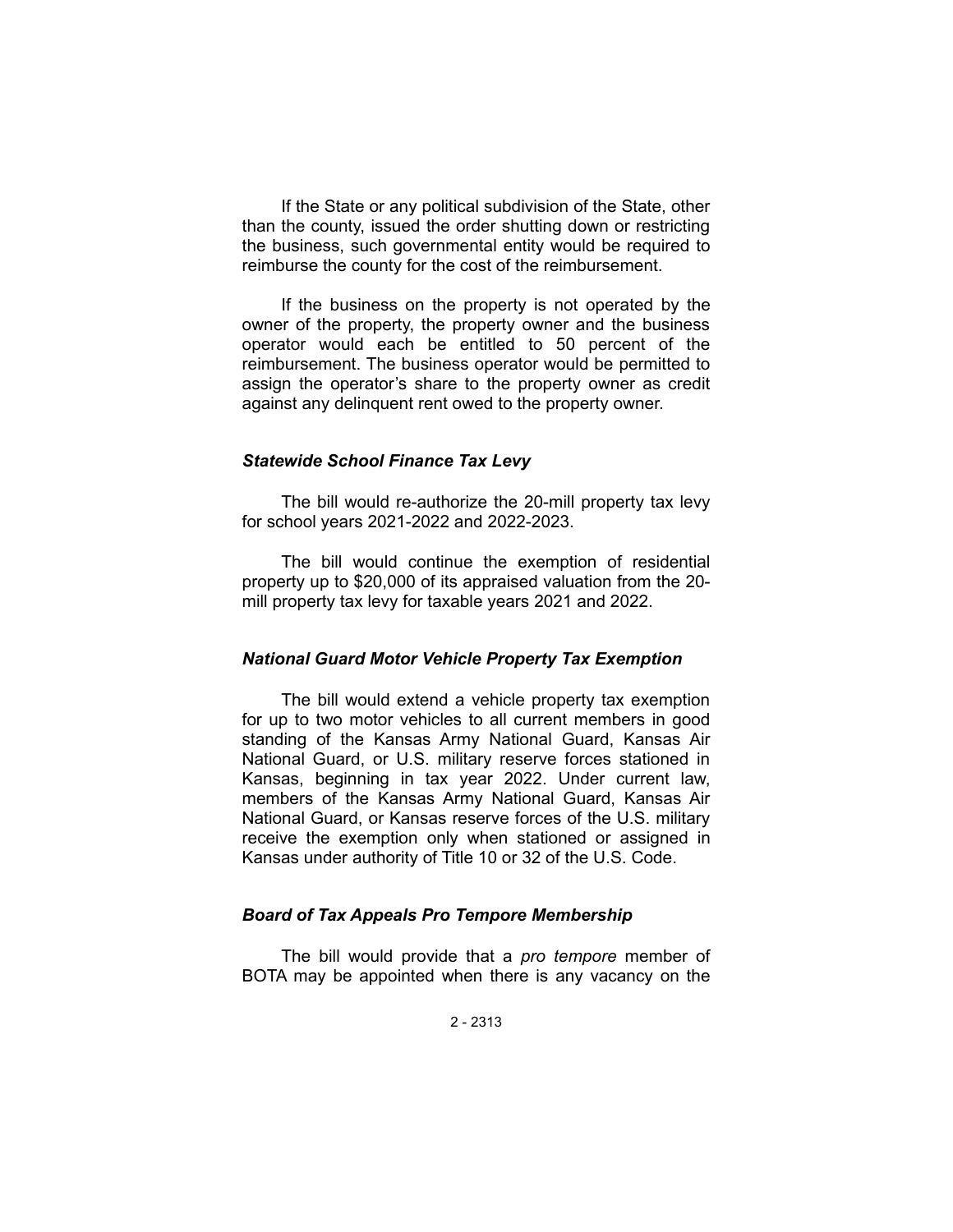If the State or any political subdivision of the State, other than the county, issued the order shutting down or restricting the business, such governmental entity would be required to reimburse the county for the cost of the reimbursement.

If the business on the property is not operated by the owner of the property, the property owner and the business operator would each be entitled to 50 percent of the reimbursement. The business operator would be permitted to assign the operator's share to the property owner as credit against any delinquent rent owed to the property owner.

### *Statewide School Finance Tax Levy*

The bill would re-authorize the 20-mill property tax levy for school years 2021-2022 and 2022-2023.

The bill would continue the exemption of residential property up to $20,000 of its appraised valuation from the 20-mill property tax levy for taxable years 2021 and 2022.

### *National Guard Motor Vehicle Property Tax Exemption*

The bill would extend a vehicle property tax exemption for up to two motor vehicles to all current members in good standing of the Kansas Army National Guard, Kansas Air National Guard, or U.S. military reserve forces stationed in Kansas, beginning in tax year 2022. Under current law, members of the Kansas Army National Guard, Kansas Air National Guard, or Kansas reserve forces of the U.S. military receive the exemption only when stationed or assigned in Kansas under authority of Title 10 or 32 of the U.S. Code.

### *Board of Tax Appeals Pro Tempore Membership*

The bill would provide that a *pro tempore* member of BOTA may be appointed when there is any vacancy on the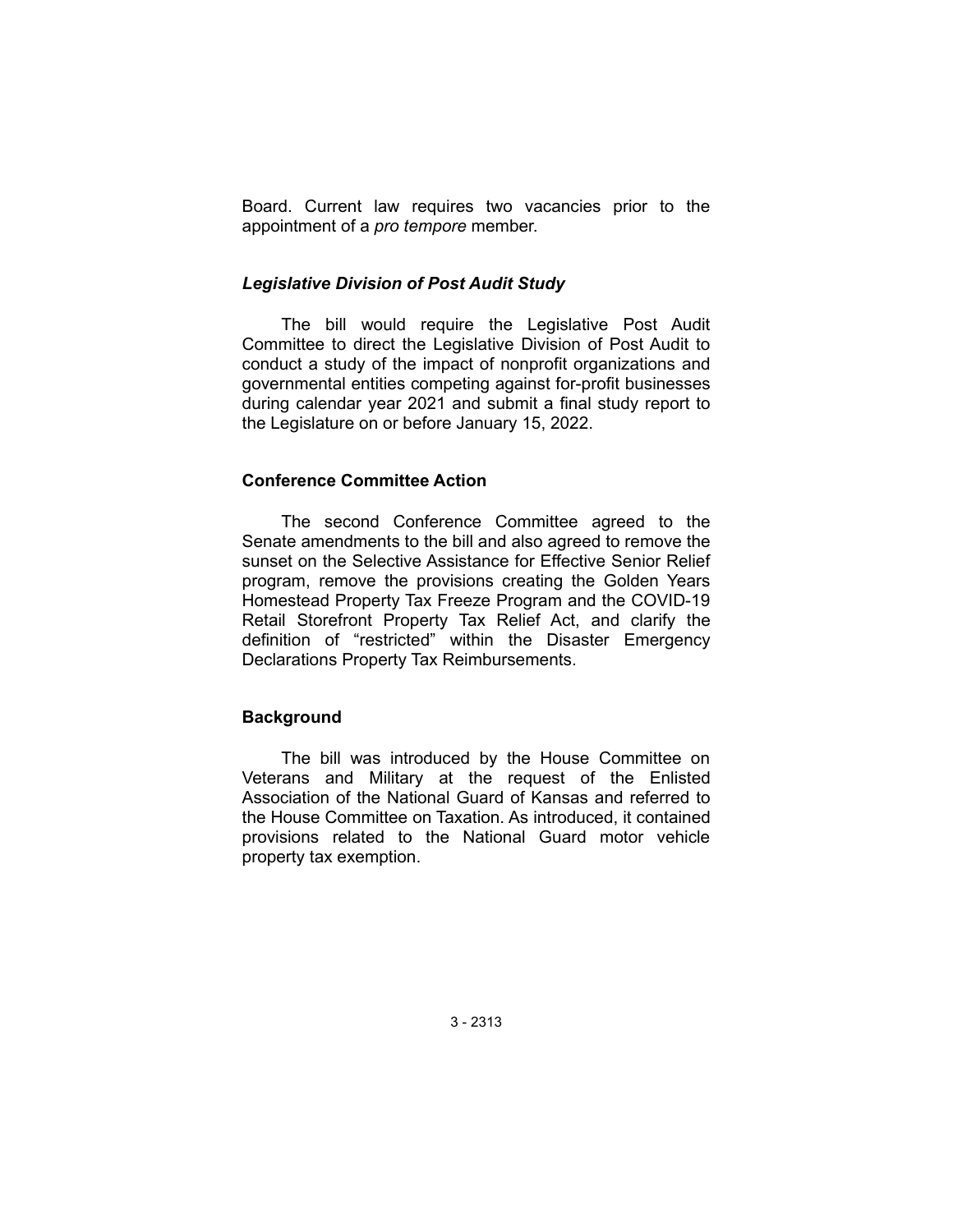Board. Current law requires two vacancies prior to the appointment of a *pro tempore* member.

### *Legislative Division of Post Audit Study*

The bill would require the Legislative Post Audit Committee to direct the Legislative Division of Post Audit to conduct a study of the impact of nonprofit organizations and governmental entities competing against for-profit businesses during calendar year 2021 and submit a final study report to the Legislature on or before January 15, 2022.

## Conference Committee Action

The second Conference Committee agreed to the Senate amendments to the bill and also agreed to remove the sunset on the Selective Assistance for Effective Senior Relief program, remove the provisions creating the Golden Years Homestead Property Tax Freeze Program and the COVID-19 Retail Storefront Property Tax Relief Act, and clarify the definition of "restricted" within the Disaster Emergency Declarations Property Tax Reimbursements.

## Background

The bill was introduced by the House Committee on Veterans and Military at the request of the Enlisted Association of the National Guard of Kansas and referred to the House Committee on Taxation. As introduced, it contained provisions related to the National Guard motor vehicle property tax exemption.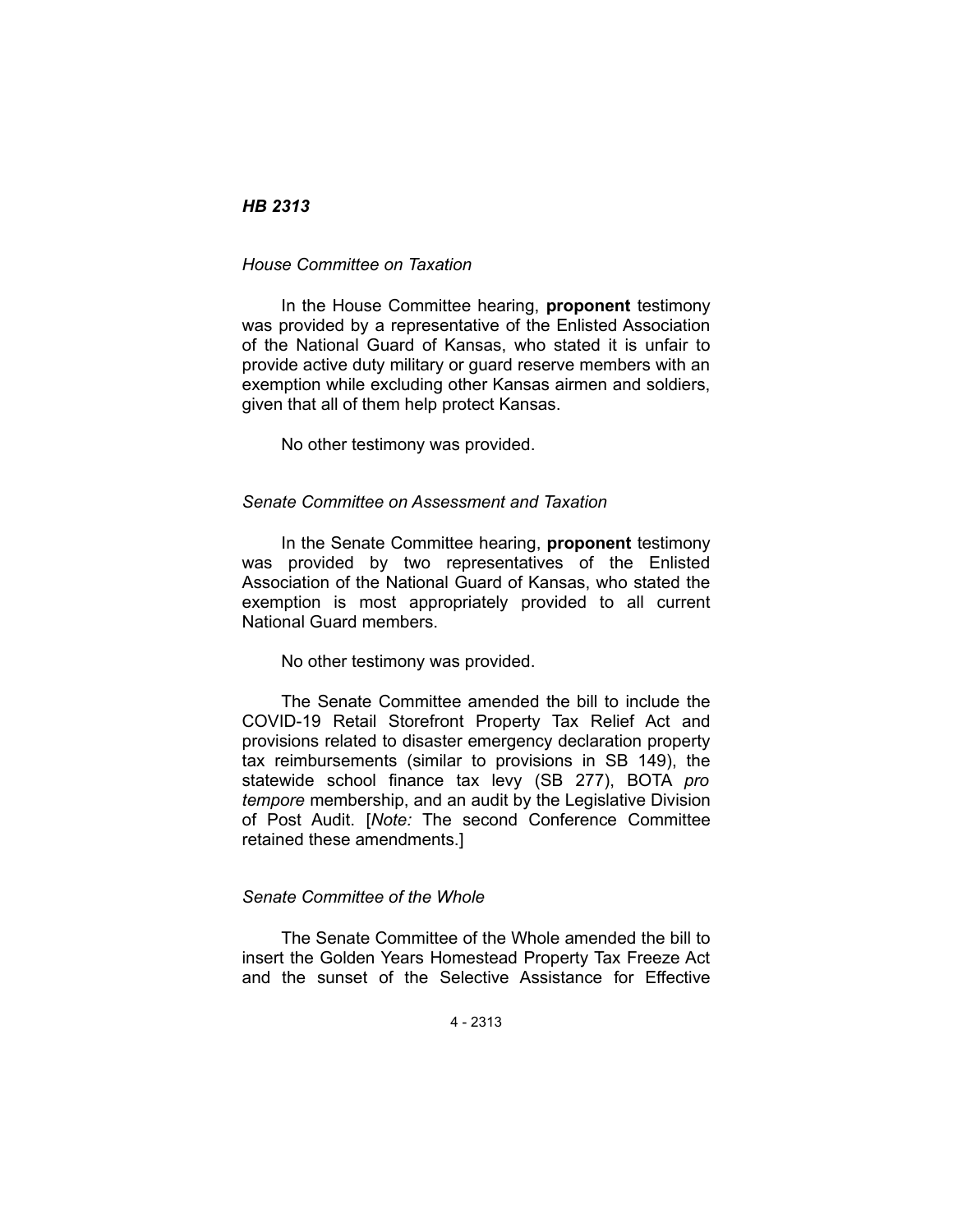***HB 2313***

*House Committee on Taxation*

In the House Committee hearing, **proponent** testimony was provided by a representative of the Enlisted Association of the National Guard of Kansas, who stated it is unfair to provide active duty military or guard reserve members with an exemption while excluding other Kansas airmen and soldiers, given that all of them help protect Kansas.

No other testimony was provided.

*Senate Committee on Assessment and Taxation*

In the Senate Committee hearing, **proponent** testimony was provided by two representatives of the Enlisted Association of the National Guard of Kansas, who stated the exemption is most appropriately provided to all current National Guard members.

No other testimony was provided.

The Senate Committee amended the bill to include the COVID-19 Retail Storefront Property Tax Relief Act and provisions related to disaster emergency declaration property tax reimbursements (similar to provisions in SB 149), the statewide school finance tax levy (SB 277), BOTA *pro tempore* membership, and an audit by the Legislative Division of Post Audit. [*Note:* The second Conference Committee retained these amendments.]

*Senate Committee of the Whole*

The Senate Committee of the Whole amended the bill to insert the Golden Years Homestead Property Tax Freeze Act and the sunset of the Selective Assistance for Effective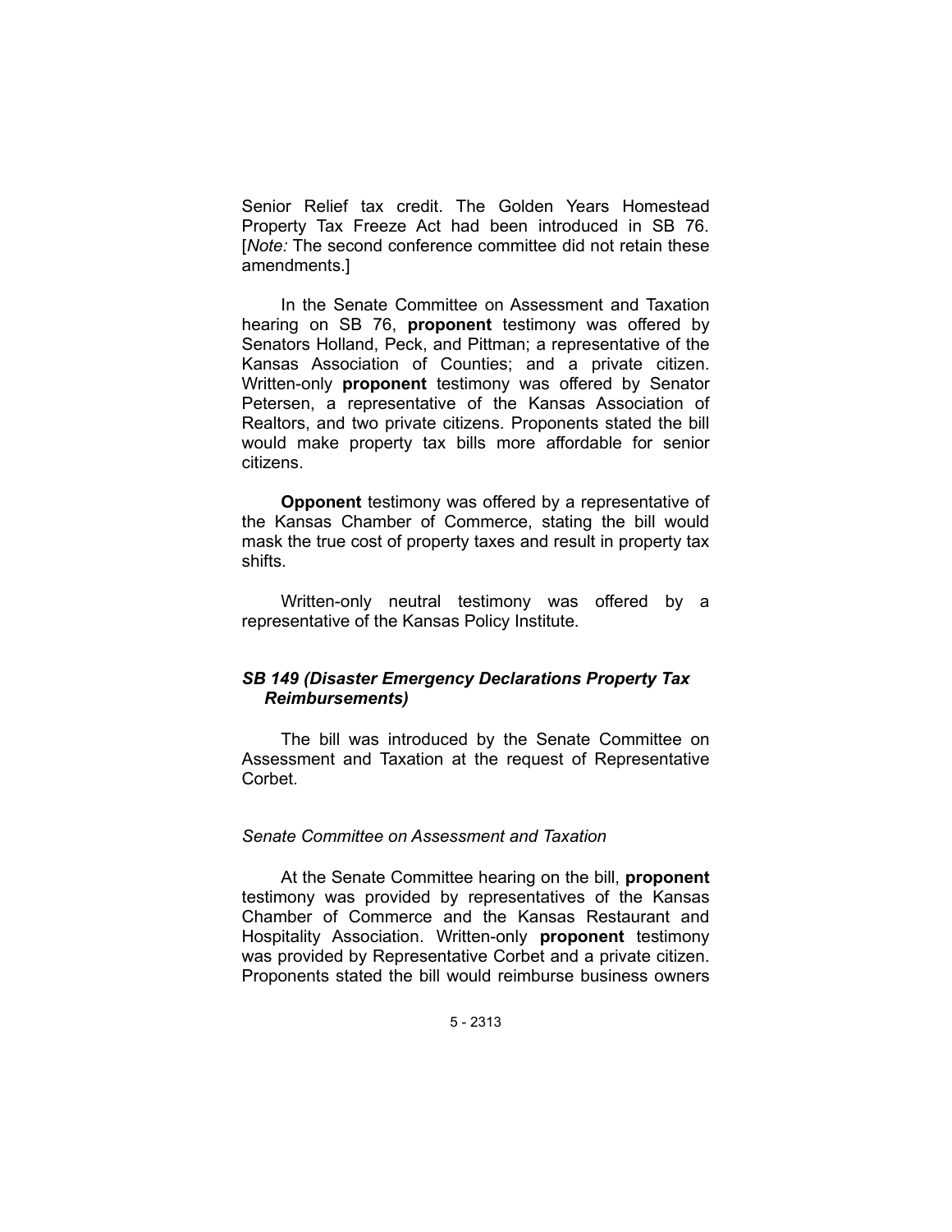Senior Relief tax credit. The Golden Years Homestead Property Tax Freeze Act had been introduced in SB 76. [*Note:* The second conference committee did not retain these amendments.]

In the Senate Committee on Assessment and Taxation hearing on SB 76, **proponent** testimony was offered by Senators Holland, Peck, and Pittman; a representative of the Kansas Association of Counties; and a private citizen. Written-only **proponent** testimony was offered by Senator Petersen, a representative of the Kansas Association of Realtors, and two private citizens. Proponents stated the bill would make property tax bills more affordable for senior citizens.

**Opponent** testimony was offered by a representative of the Kansas Chamber of Commerce, stating the bill would mask the true cost of property taxes and result in property tax shifts.

Written-only neutral testimony was offered by a representative of the Kansas Policy Institute.

### *SB 149 (Disaster Emergency Declarations Property Tax Reimbursements)*

The bill was introduced by the Senate Committee on Assessment and Taxation at the request of Representative Corbet.

#### *Senate Committee on Assessment and Taxation*

At the Senate Committee hearing on the bill, **proponent** testimony was provided by representatives of the Kansas Chamber of Commerce and the Kansas Restaurant and Hospitality Association. Written-only **proponent** testimony was provided by Representative Corbet and a private citizen. Proponents stated the bill would reimburse business owners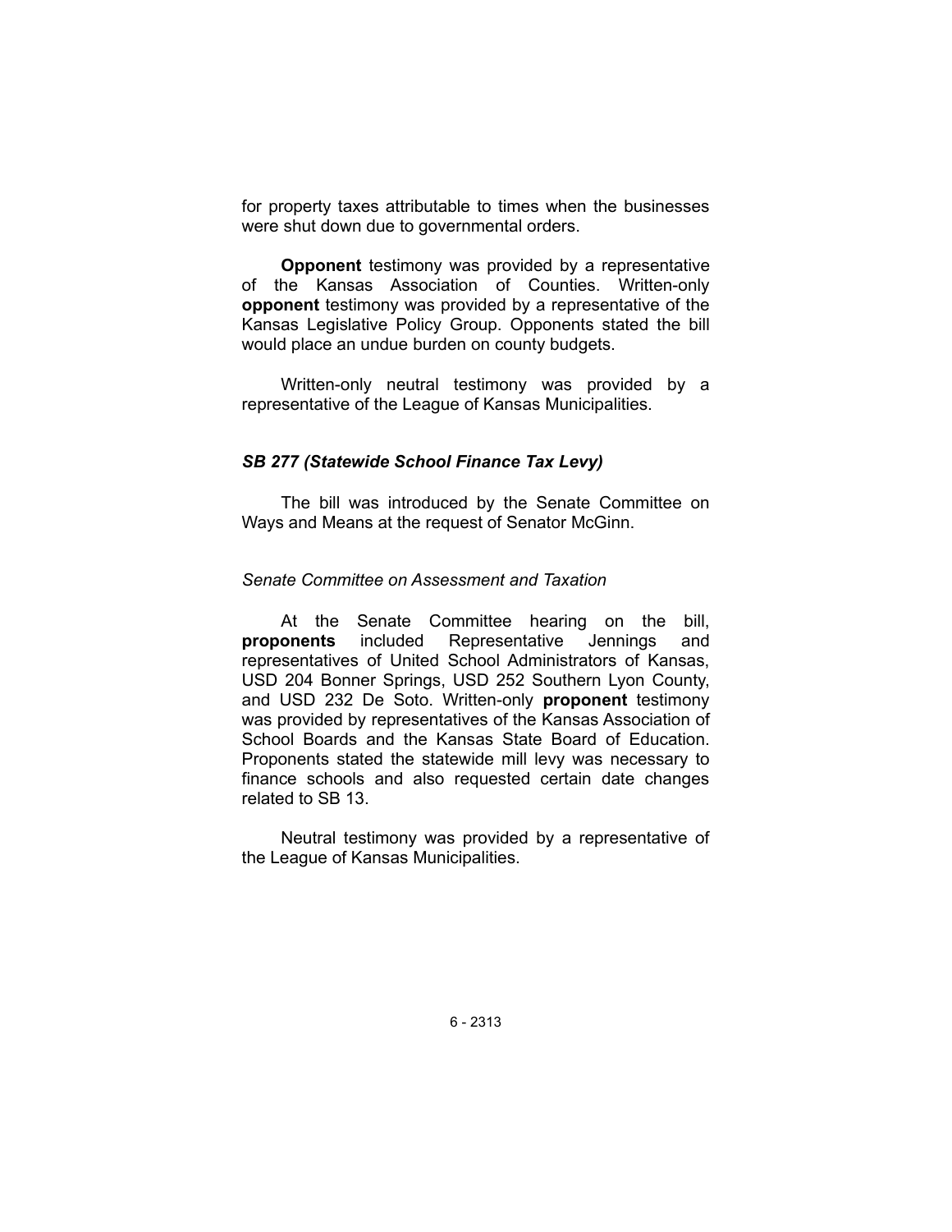for property taxes attributable to times when the businesses were shut down due to governmental orders.

**Opponent** testimony was provided by a representative of the Kansas Association of Counties. Written-only **opponent** testimony was provided by a representative of the Kansas Legislative Policy Group. Opponents stated the bill would place an undue burden on county budgets.

Written-only neutral testimony was provided by a representative of the League of Kansas Municipalities.

### *SB 277 (Statewide School Finance Tax Levy)*

The bill was introduced by the Senate Committee on Ways and Means at the request of Senator McGinn.

#### *Senate Committee on Assessment and Taxation*

At the Senate Committee hearing on the bill, **proponents** included Representative Jennings and representatives of United School Administrators of Kansas, USD 204 Bonner Springs, USD 252 Southern Lyon County, and USD 232 De Soto. Written-only **proponent** testimony was provided by representatives of the Kansas Association of School Boards and the Kansas State Board of Education. Proponents stated the statewide mill levy was necessary to finance schools and also requested certain date changes related to SB 13.

Neutral testimony was provided by a representative of the League of Kansas Municipalities.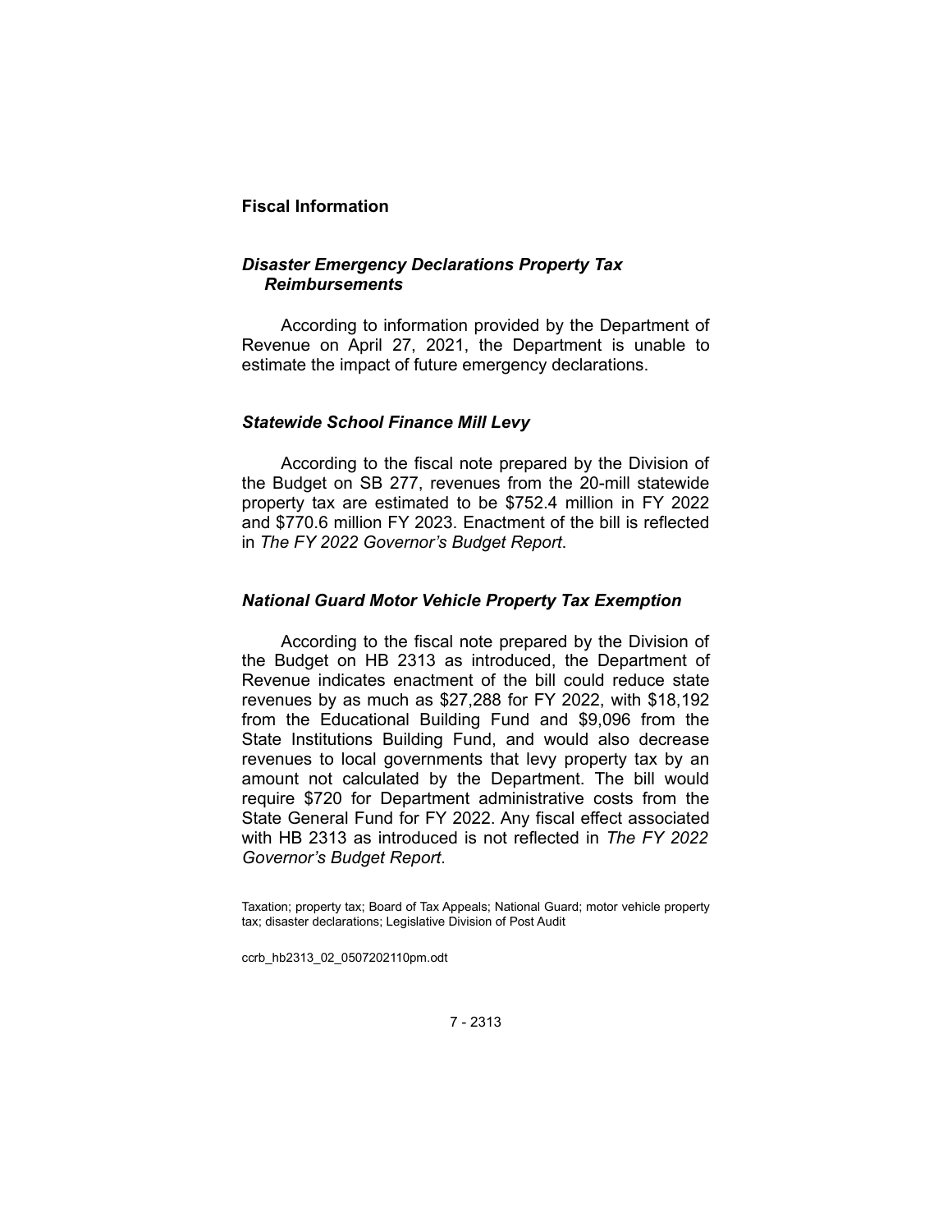## Fiscal Information

### *Disaster Emergency Declarations Property Tax Reimbursements*

According to information provided by the Department of Revenue on April 27, 2021, the Department is unable to estimate the impact of future emergency declarations.

### *Statewide School Finance Mill Levy*

According to the fiscal note prepared by the Division of the Budget on SB 277, revenues from the 20-mill statewide property tax are estimated to be $752.4 million in FY 2022 and $770.6 million FY 2023. Enactment of the bill is reflected in *The FY 2022 Governor's Budget Report*.

### *National Guard Motor Vehicle Property Tax Exemption*

According to the fiscal note prepared by the Division of the Budget on HB 2313 as introduced, the Department of Revenue indicates enactment of the bill could reduce state revenues by as much as $27,288 for FY 2022, with $18,192 from the Educational Building Fund and $9,096 from the State Institutions Building Fund, and would also decrease revenues to local governments that levy property tax by an amount not calculated by the Department. The bill would require $720 for Department administrative costs from the State General Fund for FY 2022. Any fiscal effect associated with HB 2313 as introduced is not reflected in *The FY 2022 Governor's Budget Report*.

Taxation; property tax; Board of Tax Appeals; National Guard; motor vehicle property tax; disaster declarations; Legislative Division of Post Audit

ccrb_hb2313_02_0507202110pm.odt